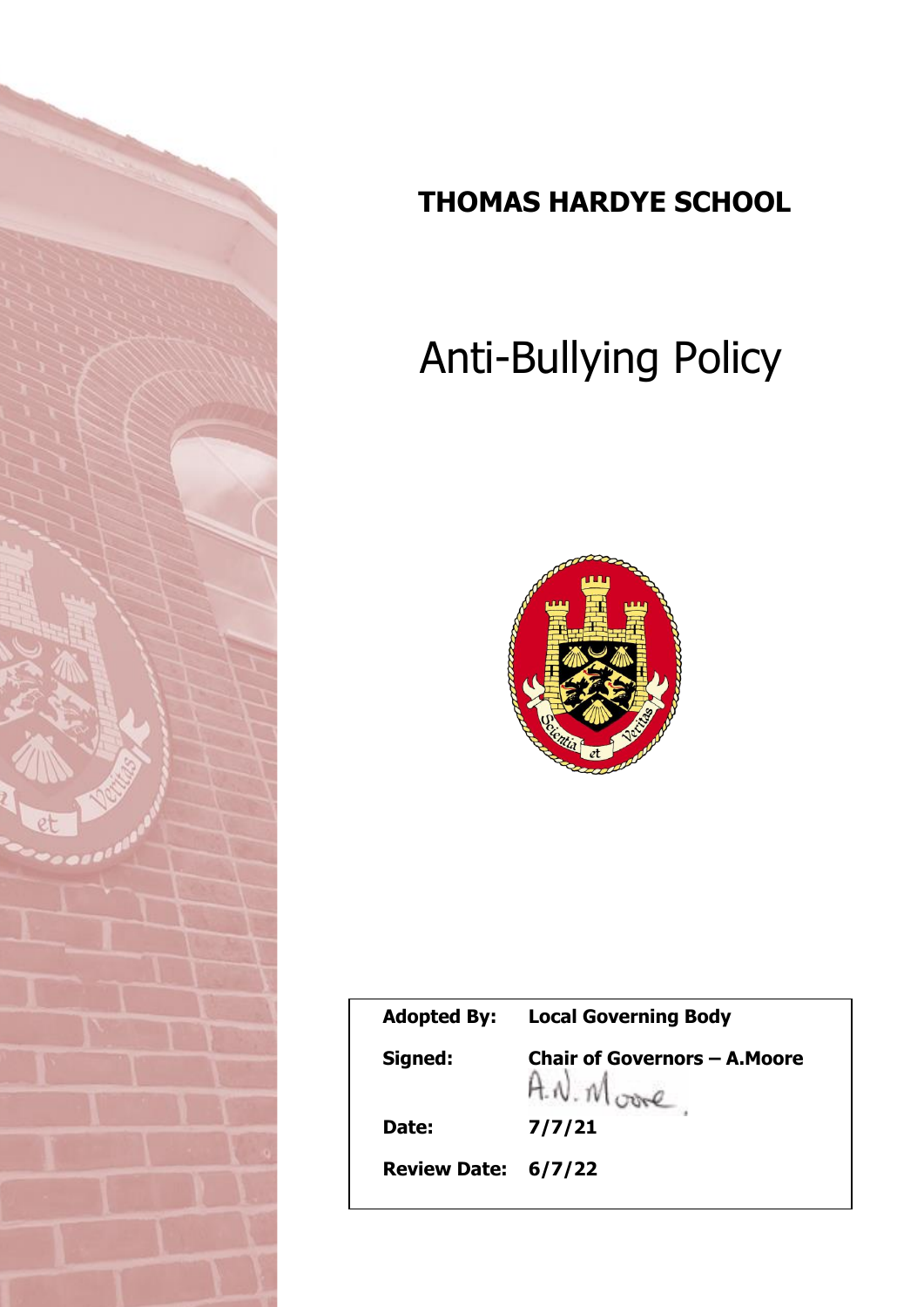# THOMAS HARDYE SCHOOL

# Anti-Bullying Policy

| | |
|---|---|
| **Adopted By:** | **Local Governing Body** |
| **Signed:** | **Chair of Governors – A.Moore** |
| | A.N. Moore. |
| **Date:** | **7/7/21** |
| **Review Date:** | **6/7/22** |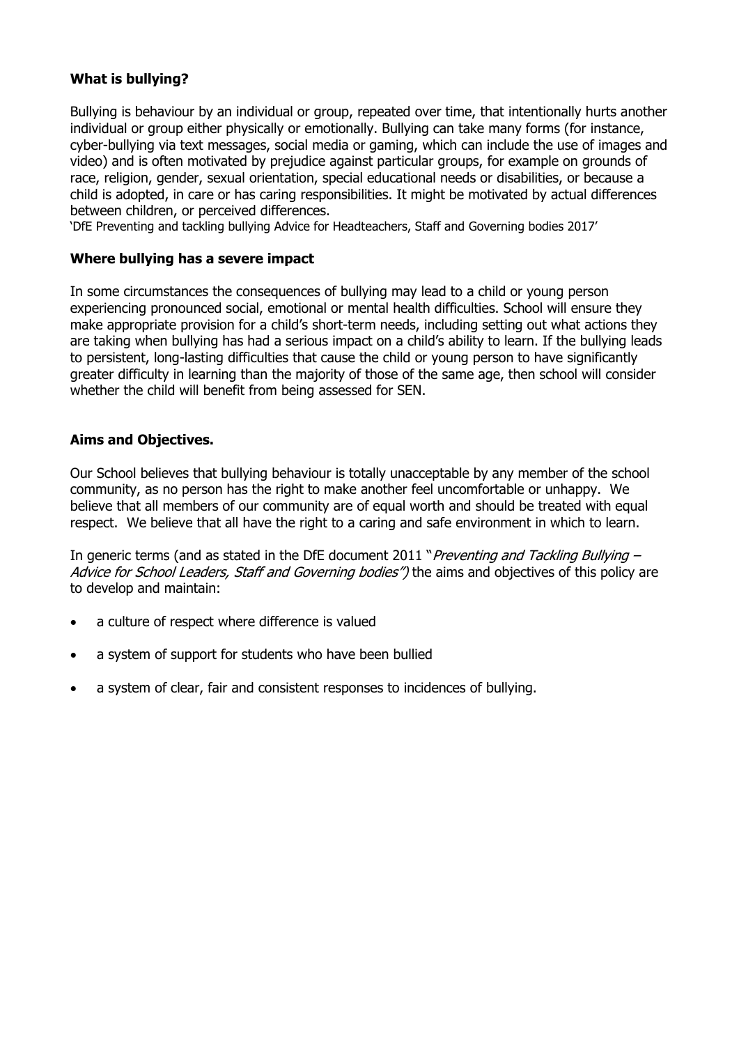### What is bullying?

Bullying is behaviour by an individual or group, repeated over time, that intentionally hurts another individual or group either physically or emotionally. Bullying can take many forms (for instance, cyber-bullying via text messages, social media or gaming, which can include the use of images and video) and is often motivated by prejudice against particular groups, for example on grounds of race, religion, gender, sexual orientation, special educational needs or disabilities, or because a child is adopted, in care or has caring responsibilities. It might be motivated by actual differences between children, or perceived differences.
'DfE Preventing and tackling bullying Advice for Headteachers, Staff and Governing bodies 2017'

### Where bullying has a severe impact

In some circumstances the consequences of bullying may lead to a child or young person experiencing pronounced social, emotional or mental health difficulties. School will ensure they make appropriate provision for a child's short-term needs, including setting out what actions they are taking when bullying has had a serious impact on a child's ability to learn. If the bullying leads to persistent, long-lasting difficulties that cause the child or young person to have significantly greater difficulty in learning than the majority of those of the same age, then school will consider whether the child will benefit from being assessed for SEN.

### Aims and Objectives.

Our School believes that bullying behaviour is totally unacceptable by any member of the school community, as no person has the right to make another feel uncomfortable or unhappy. We believe that all members of our community are of equal worth and should be treated with equal respect. We believe that all have the right to a caring and safe environment in which to learn.

In generic terms (and as stated in the DfE document 2011 "*Preventing and Tackling Bullying – Advice for School Leaders, Staff and Governing bodies")* the aims and objectives of this policy are to develop and maintain:

- a culture of respect where difference is valued
- a system of support for students who have been bullied
- a system of clear, fair and consistent responses to incidences of bullying.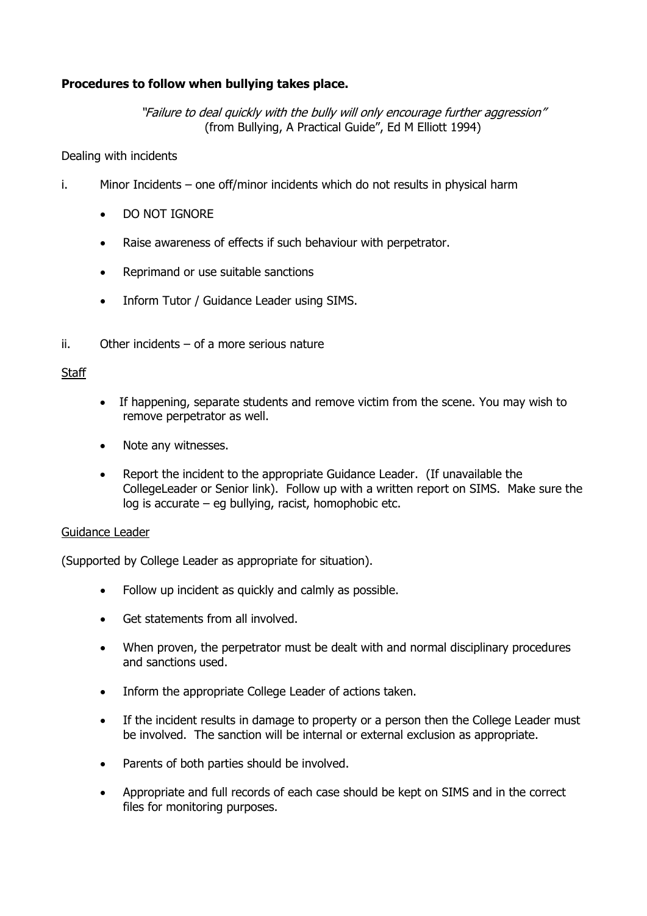**Procedures to follow when bullying takes place.**

*"Failure to deal quickly with the bully will only encourage further aggression"*
(from Bullying, A Practical Guide", Ed M Elliott 1994)

Dealing with incidents

i. Minor Incidents – one off/minor incidents which do not results in physical harm

- DO NOT IGNORE
- Raise awareness of effects if such behaviour with perpetrator.
- Reprimand or use suitable sanctions
- Inform Tutor / Guidance Leader using SIMS.

ii. Other incidents – of a more serious nature

Staff

- If happening, separate students and remove victim from the scene. You may wish to remove perpetrator as well.
- Note any witnesses.
- Report the incident to the appropriate Guidance Leader. (If unavailable the CollegeLeader or Senior link). Follow up with a written report on SIMS. Make sure the log is accurate – eg bullying, racist, homophobic etc.

Guidance Leader

(Supported by College Leader as appropriate for situation).

- Follow up incident as quickly and calmly as possible.
- Get statements from all involved.
- When proven, the perpetrator must be dealt with and normal disciplinary procedures and sanctions used.
- Inform the appropriate College Leader of actions taken.
- If the incident results in damage to property or a person then the College Leader must be involved. The sanction will be internal or external exclusion as appropriate.
- Parents of both parties should be involved.
- Appropriate and full records of each case should be kept on SIMS and in the correct files for monitoring purposes.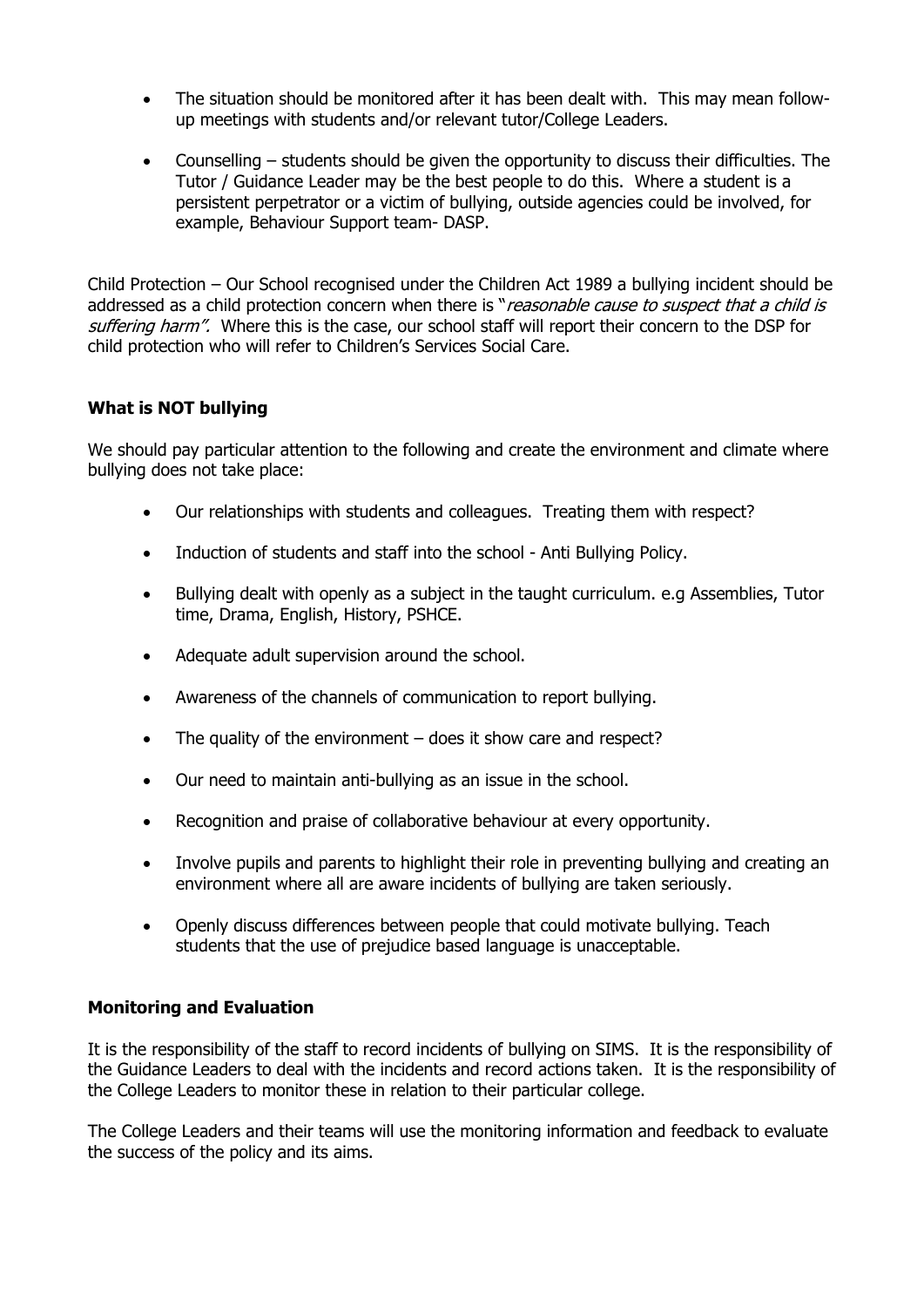- The situation should be monitored after it has been dealt with. This may mean follow-up meetings with students and/or relevant tutor/College Leaders.

- Counselling – students should be given the opportunity to discuss their difficulties. The Tutor / Guidance Leader may be the best people to do this. Where a student is a persistent perpetrator or a victim of bullying, outside agencies could be involved, for example, Behaviour Support team- DASP.

Child Protection – Our School recognised under the Children Act 1989 a bullying incident should be addressed as a child protection concern when there is "*reasonable cause to suspect that a child is suffering harm"*. Where this is the case, our school staff will report their concern to the DSP for child protection who will refer to Children's Services Social Care.

**What is NOT bullying**

We should pay particular attention to the following and create the environment and climate where bullying does not take place:

- Our relationships with students and colleagues. Treating them with respect?

- Induction of students and staff into the school - Anti Bullying Policy.

- Bullying dealt with openly as a subject in the taught curriculum. e.g Assemblies, Tutor time, Drama, English, History, PSHCE.

- Adequate adult supervision around the school.

- Awareness of the channels of communication to report bullying.

- The quality of the environment – does it show care and respect?

- Our need to maintain anti-bullying as an issue in the school.

- Recognition and praise of collaborative behaviour at every opportunity.

- Involve pupils and parents to highlight their role in preventing bullying and creating an environment where all are aware incidents of bullying are taken seriously.

- Openly discuss differences between people that could motivate bullying. Teach students that the use of prejudice based language is unacceptable.

**Monitoring and Evaluation**

It is the responsibility of the staff to record incidents of bullying on SIMS. It is the responsibility of the Guidance Leaders to deal with the incidents and record actions taken. It is the responsibility of the College Leaders to monitor these in relation to their particular college.

The College Leaders and their teams will use the monitoring information and feedback to evaluate the success of the policy and its aims.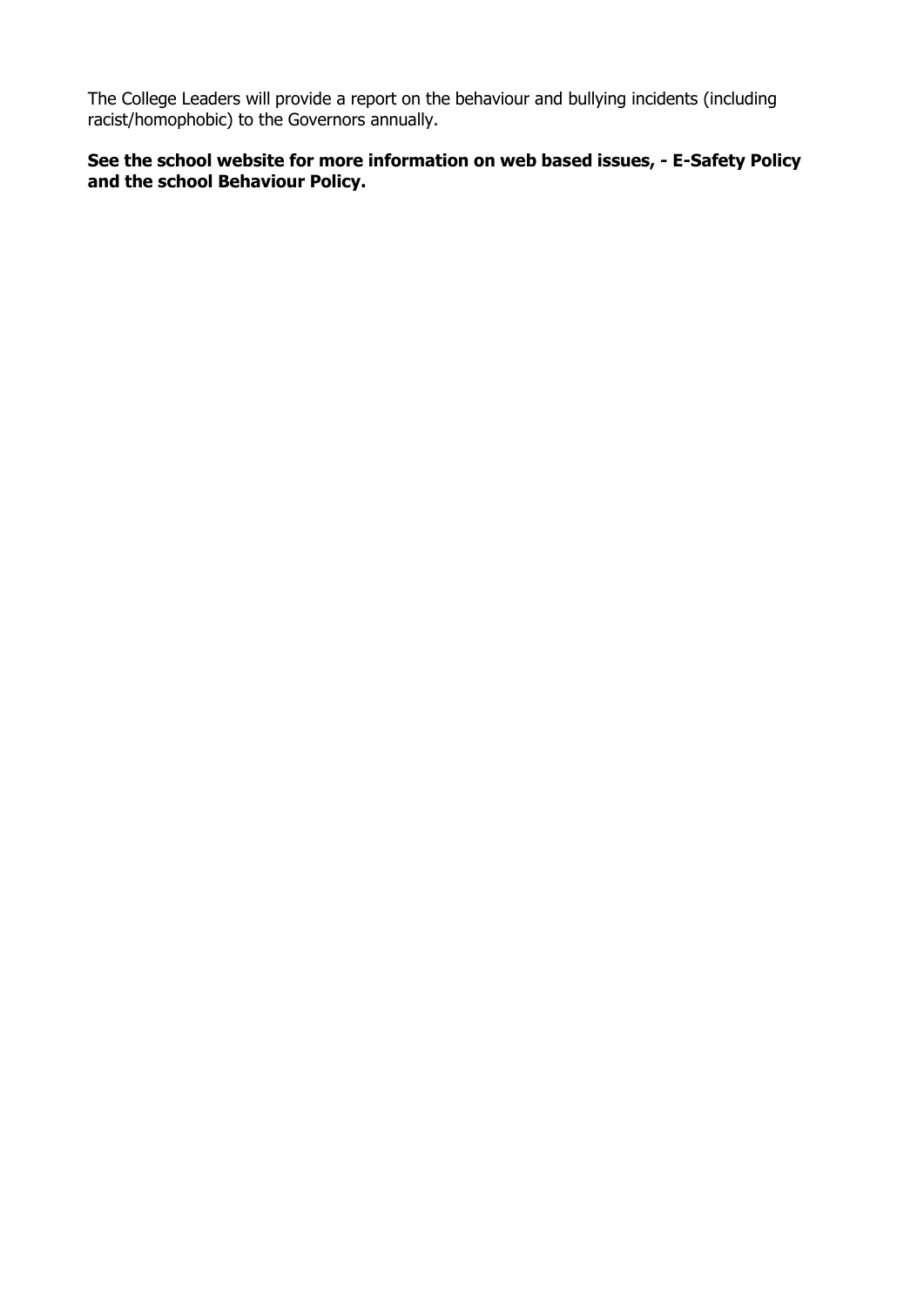The College Leaders will provide a report on the behaviour and bullying incidents (including racist/homophobic) to the Governors annually.

**See the school website for more information on web based issues, - E-Safety Policy and the school Behaviour Policy.**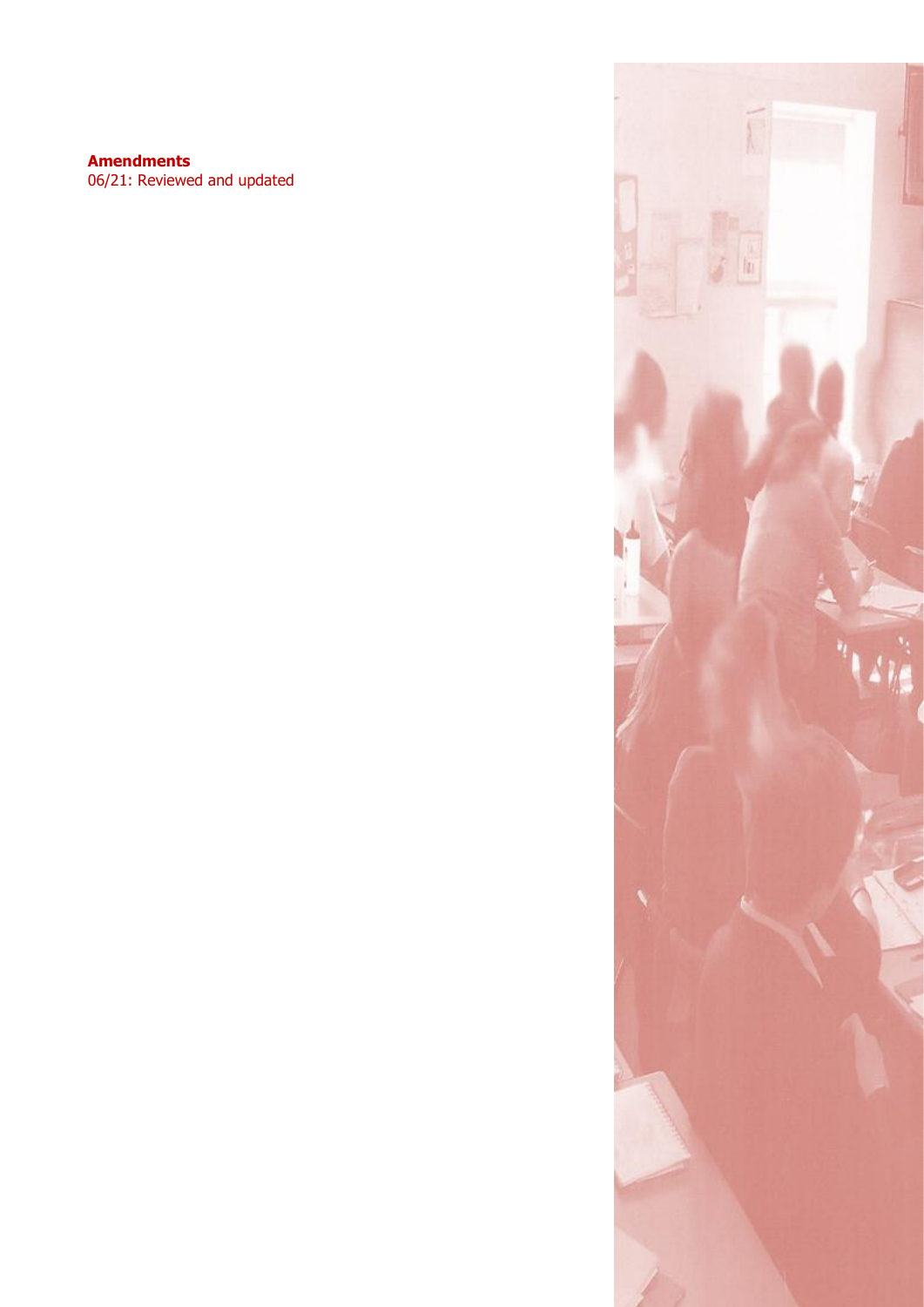**Amendments**

06/21: Reviewed and updated